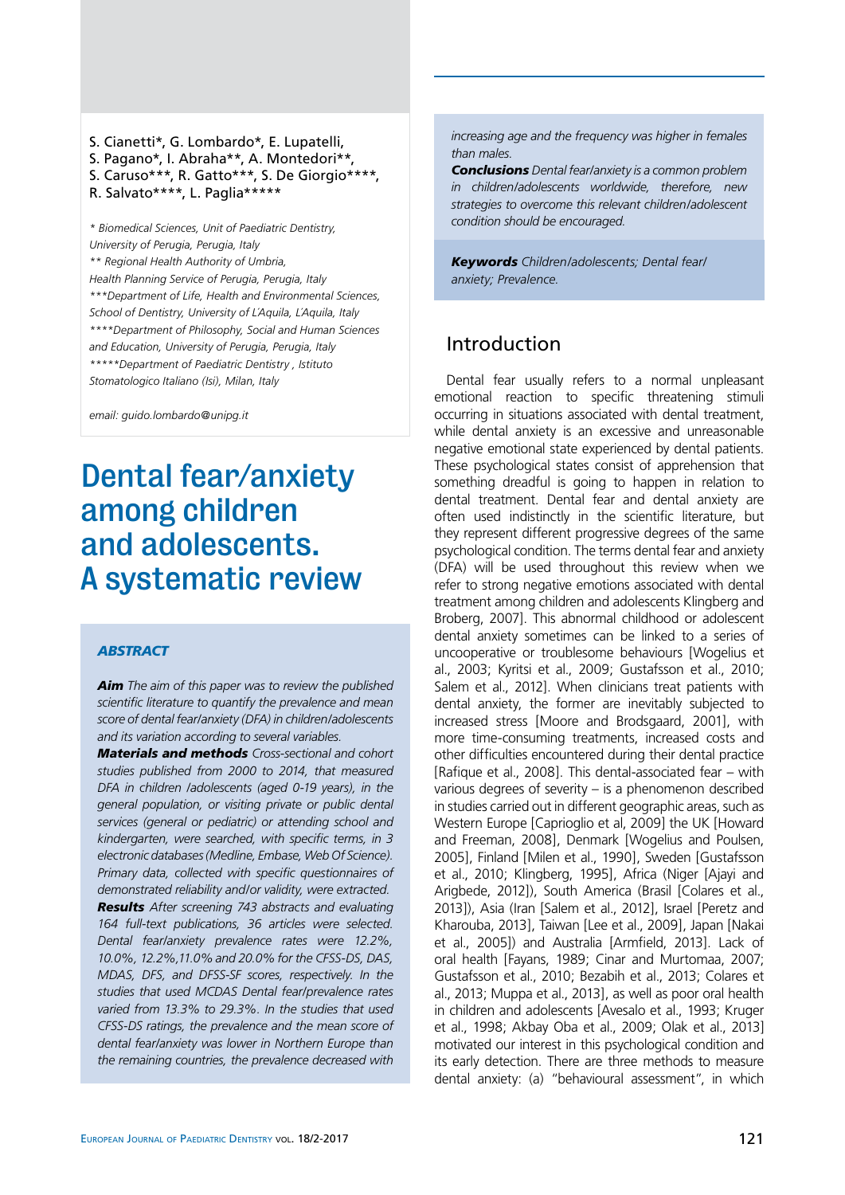S. Cianetti*, G. Lombardo*, E. Lupatelli,
S. Pagano*, I. Abraha**, A. Montedori**,
S. Caruso***, R. Gatto***, S. De Giorgio****,
R. Salvato****, L. Paglia*****

*\* Biomedical Sciences, Unit of Paediatric Dentistry, University of Perugia, Perugia, Italy*
*\*\* Regional Health Authority of Umbria, Health Planning Service of Perugia, Perugia, Italy*
*\*\*\*Department of Life, Health and Environmental Sciences, School of Dentistry, University of L'Aquila, L'Aquila, Italy*
*\*\*\*\*Department of Philosophy, Social and Human Sciences and Education, University of Perugia, Perugia, Italy*
*\*\*\*\*\*Department of Paediatric Dentistry , Istituto Stomatologico Italiano (Isi), Milan, Italy*

*email: guido.lombardo@unipg.it*

# Dental fear/anxiety among children and adolescents. A systematic review

### ABSTRACT

***Aim*** *The aim of this paper was to review the published scientific literature to quantify the prevalence and mean score of dental fear/anxiety (DFA) in children/adolescents and its variation according to several variables.*

***Materials and methods*** *Cross-sectional and cohort studies published from 2000 to 2014, that measured DFA in children /adolescents (aged 0-19 years), in the general population, or visiting private or public dental services (general or pediatric) or attending school and kindergarten, were searched, with specific terms, in 3 electronic databases (Medline, Embase, Web Of Science). Primary data, collected with specific questionnaires of demonstrated reliability and/or validity, were extracted.*

***Results*** *After screening 743 abstracts and evaluating 164 full-text publications, 36 articles were selected. Dental fear/anxiety prevalence rates were 12.2%, 10.0%, 12.2%,11.0% and 20.0% for the CFSS-DS, DAS, MDAS, DFS, and DFSS-SF scores, respectively. In the studies that used MCDAS Dental fear/prevalence rates varied from 13.3% to 29.3%. In the studies that used CFSS-DS ratings, the prevalence and the mean score of dental fear/anxiety was lower in Northern Europe than the remaining countries, the prevalence decreased with increasing age and the frequency was higher in females than males.*

***Conclusions*** *Dental fear/anxiety is a common problem in children/adolescents worldwide, therefore, new strategies to overcome this relevant children/adolescent condition should be encouraged.*

***Keywords*** *Children/adolescents; Dental fear/ anxiety; Prevalence.*

## Introduction

Dental fear usually refers to a normal unpleasant emotional reaction to specific threatening stimuli occurring in situations associated with dental treatment, while dental anxiety is an excessive and unreasonable negative emotional state experienced by dental patients. These psychological states consist of apprehension that something dreadful is going to happen in relation to dental treatment. Dental fear and dental anxiety are often used indistinctly in the scientific literature, but they represent different progressive degrees of the same psychological condition. The terms dental fear and anxiety (DFA) will be used throughout this review when we refer to strong negative emotions associated with dental treatment among children and adolescents Klingberg and Broberg, 2007]. This abnormal childhood or adolescent dental anxiety sometimes can be linked to a series of uncooperative or troublesome behaviours [Wogelius et al., 2003; Kyritsi et al., 2009; Gustafsson et al., 2010; Salem et al., 2012]. When clinicians treat patients with dental anxiety, the former are inevitably subjected to increased stress [Moore and Brodsgaard, 2001], with more time-consuming treatments, increased costs and other difficulties encountered during their dental practice [Rafique et al., 2008]. This dental-associated fear – with various degrees of severity – is a phenomenon described in studies carried out in different geographic areas, such as Western Europe [Caprioglio et al, 2009] the UK [Howard and Freeman, 2008], Denmark [Wogelius and Poulsen, 2005], Finland [Milen et al., 1990], Sweden [Gustafsson et al., 2010; Klingberg, 1995], Africa (Niger [Ajayi and Arigbede, 2012]), South America (Brasil [Colares et al., 2013]), Asia (Iran [Salem et al., 2012], Israel [Peretz and Kharouba, 2013], Taiwan [Lee et al., 2009], Japan [Nakai et al., 2005]) and Australia [Armfield, 2013]. Lack of oral health [Fayans, 1989; Cinar and Murtomaa, 2007; Gustafsson et al., 2010; Bezabih et al., 2013; Colares et al., 2013; Muppa et al., 2013], as well as poor oral health in children and adolescents [Avesalo et al., 1993; Kruger et al., 1998; Akbay Oba et al., 2009; Olak et al., 2013] motivated our interest in this psychological condition and its early detection. There are three methods to measure dental anxiety: (a) "behavioural assessment", in which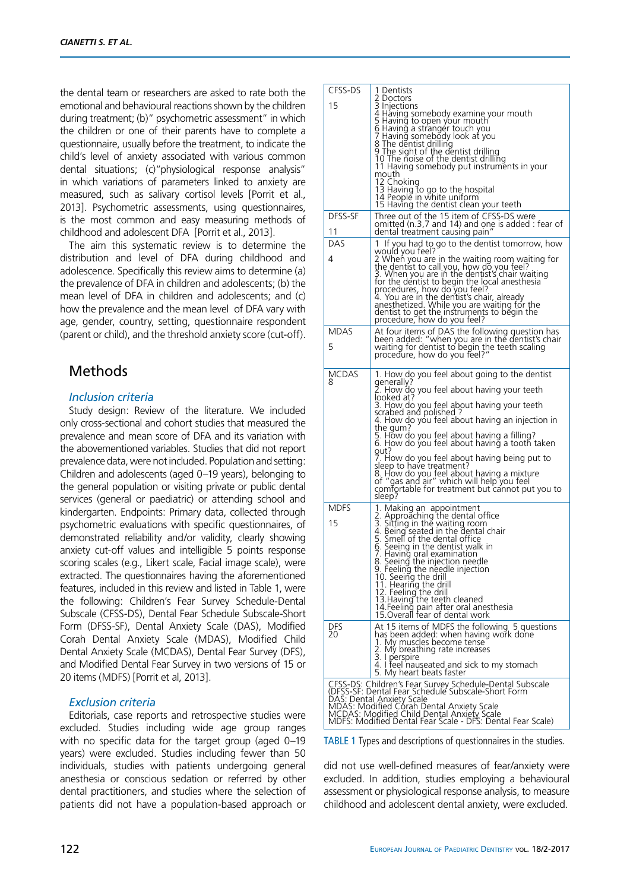the dental team or researchers are asked to rate both the emotional and behavioural reactions shown by the children during treatment; (b)" psychometric assessment" in which the children or one of their parents have to complete a questionnaire, usually before the treatment, to indicate the child's level of anxiety associated with various common dental situations; (c)"physiological response analysis" in which variations of parameters linked to anxiety are measured, such as salivary cortisol levels [Porrit et al., 2013]. Psychometric assessments, using questionnaires, is the most common and easy measuring methods of childhood and adolescent DFA [Porrit et al., 2013].

The aim this systematic review is to determine the distribution and level of DFA during childhood and adolescence. Specifically this review aims to determine (a) the prevalence of DFA in children and adolescents; (b) the mean level of DFA in children and adolescents; and (c) how the prevalence and the mean level of DFA vary with age, gender, country, setting, questionnaire respondent (parent or child), and the threshold anxiety score (cut-off).

## Methods

### *Inclusion criteria*

Study design: Review of the literature. We included only cross-sectional and cohort studies that measured the prevalence and mean score of DFA and its variation with the abovementioned variables. Studies that did not report prevalence data, were not included. Population and setting: Children and adolescents (aged 0–19 years), belonging to the general population or visiting private or public dental services (general or paediatric) or attending school and kindergarten. Endpoints: Primary data, collected through psychometric evaluations with specific questionnaires, of demonstrated reliability and/or validity, clearly showing anxiety cut-off values and intelligible 5 points response scoring scales (e.g., Likert scale, Facial image scale), were extracted. The questionnaires having the aforementioned features, included in this review and listed in Table 1, were the following: Children's Fear Survey Schedule-Dental Subscale (CFSS-DS), Dental Fear Schedule Subscale-Short Form (DFSS-SF), Dental Anxiety Scale (DAS), Modified Corah Dental Anxiety Scale (MDAS), Modified Child Dental Anxiety Scale (MCDAS), Dental Fear Survey (DFS), and Modified Dental Fear Survey in two versions of 15 or 20 items (MDFS) [Porrit et al, 2013].

### *Exclusion criteria*

Editorials, case reports and retrospective studies were excluded. Studies including wide age group ranges with no specific data for the target group (aged 0–19 years) were excluded. Studies including fewer than 50 individuals, studies with patients undergoing general anesthesia or conscious sedation or referred by other dental practitioners, and studies where the selection of patients did not have a population-based approach or did not use well-defined measures of fear/anxiety were excluded. In addition, studies employing a behavioural assessment or physiological response analysis, to measure childhood and adolescent dental anxiety, were excluded.

| | |
|---|---|
| CFSS-DS<br>15 | 1 Dentists<br>2 Doctors<br>3 Injections<br>4 Having somebody examine your mouth<br>5 Having to open your mouth<br>6 Having a stranger touch you<br>7 Having somebody look at you<br>8 The dentist drilling<br>9 The sight of the dentist drilling<br>10 The noise of the dentist drilling<br>11 Having somebody put instruments in your mouth<br>12 Choking<br>13 Having to go to the hospital<br>14 People in white uniform<br>15 Having the dentist clean your teeth |
| DFSS-SF<br>11 | Three out of the 15 item of CFSS-DS were omitted (n.3,7 and 14) and one is added : fear of dental treatment causing pain" |
| DAS<br>4 | 1 If you had to go to the dentist tomorrow, how would you feel?<br>2 When you are in the waiting room waiting for the dentist to call you, how do you feel?<br>3. When you are in the dentist's chair waiting for the dentist to begin the local anesthesia procedures, how do you feel?<br>4. You are in the dentist's chair, already anesthetized. While you are waiting for the dentist to get the instruments to begin the procedure, how do you feel? |
| MDAS<br>5 | At four items of DAS the following question has been added: "when you are in the dentist's chair waiting for dentist to begin the teeth scaling procedure, how do you feel?" |
| MCDAS<br>8 | 1. How do you feel about going to the dentist generally?<br>2. How do you feel about having your teeth looked at?<br>3. How do you feel about having your teeth scrabed and polished ?<br>4. How do you feel about having an injection in the gum?<br>5. How do you feel about having a filling?<br>6. How do you feel about having a tooth taken out?<br>7. How do you feel about having being put to sleep to have treatment?<br>8. How do you feel about having a mixture of "gas and air" which will help you feel comfortable for treatment but cannot put you to sleep? |
| MDFS<br>15 | 1. Making an appointment<br>2. Approaching the dental office<br>3. Sitting in the waiting room<br>4. Being seated in the dental chair<br>5. Smell of the dental office<br>6. Seeing in the dentist walk in<br>7. Having oral examination<br>8. Seeing the injection needle<br>9. Feeling the needle injection<br>10. Seeing the drill<br>11. Hearing the drill<br>12. Feeling the drill<br>13.Having the teeth cleaned<br>14.Feeling pain after oral anesthesia<br>15.Overall fear of dental work |
| DFS<br>20 | At 15 items of MDFS the following 5 questions has been added: when having work done<br>1. My muscles become tense<br>2. My breathing rate increases<br>3. I perspire<br>4. I feel nauseated and sick to my stomach<br>5. My heart beats faster |

CFSS-DS: Children's Fear Survey Schedule-Dental Subscale
(DFSS-SF: Dental Fear Schedule Subscale-Short Form
DAS: Dental Anxiety Scale
MDAS: Modified Corah Dental Anxiety Scale
MCDAS: Modified Child Dental Anxiety Scale
MDFS: Modified Dental Fear Scale - DFS: Dental Fear Scale)

TABLE 1 Types and descriptions of questionnaires in the studies.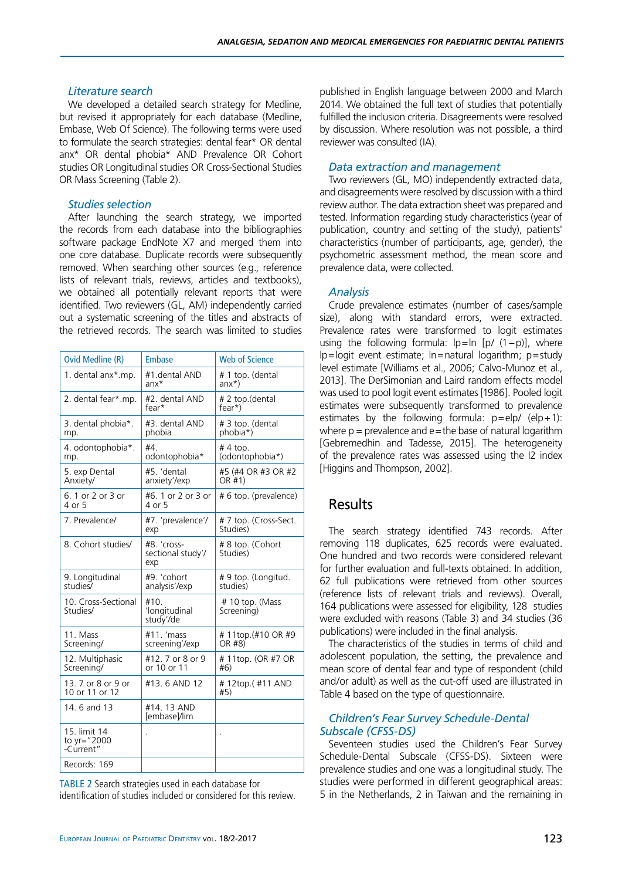### Literature search

We developed a detailed search strategy for Medline, but revised it appropriately for each database (Medline, Embase, Web Of Science). The following terms were used to formulate the search strategies: dental fear* OR dental anx* OR dental phobia* AND Prevalence OR Cohort studies OR Longitudinal studies OR Cross-Sectional Studies OR Mass Screening (Table 2).

### Studies selection

After launching the search strategy, we imported the records from each database into the bibliographies software package EndNote X7 and merged them into one core database. Duplicate records were subsequently removed. When searching other sources (e.g., reference lists of relevant trials, reviews, articles and textbooks), we obtained all potentially relevant reports that were identified. Two reviewers (GL, AM) independently carried out a systematic screening of the titles and abstracts of the retrieved records. The search was limited to studies published in English language between 2000 and March 2014. We obtained the full text of studies that potentially fulfilled the inclusion criteria. Disagreements were resolved by discussion. Where resolution was not possible, a third reviewer was consulted (IA).

| Ovid Medline (R) | Embase | Web of Science |
|---|---|---|
| 1. dental anx*.mp. | #1.dental AND anx* | # 1 top. (dental anx*) |
| 2. dental fear*.mp. | #2. dental AND fear* | # 2 top.(dental fear*) |
| 3. dental phobia*. mp. | #3. dental AND phobia | # 3 top. (dental phobia*) |
| 4. odontophobia*. mp. | #4. odontophobia* | # 4 top. (odontophobia*) |
| 5. exp Dental Anxiety/ | #5. 'dental anxiety'/exp | #5 (#4 OR #3 OR #2 OR #1) |
| 6. 1 or 2 or 3 or 4 or 5 | #6. 1 or 2 or 3 or 4 or 5 | # 6 top. (prevalence) |
| 7. Prevalence/ | #7. 'prevalence'/ exp | # 7 top. (Cross-Sect. Studies) |
| 8. Cohort studies/ | #8. 'cross-sectional study'/ exp | # 8 top. (Cohort Studies) |
| 9. Longitudinal studies/ | #9. 'cohort analysis'/exp | # 9 top. (Longitud. studies) |
| 10. Cross-Sectional Studies/ | #10. 'longitudinal study'/de | # 10 top. (Mass Screening) |
| 11. Mass Screening/ | #11. 'mass screening'/exp | # 11top.(#10 OR #9 OR #8) |
| 12. Multiphasic Screening/ | #12. 7 or 8 or 9 or 10 or 11 | # 11top. (OR #7 OR #6) |
| 13. 7 or 8 or 9 or 10 or 11 or 12 | #13. 6 AND 12 | # 12top.( #11 AND #5) |
| 14. 6 and 13 | #14. 13 AND [embase]/lim | |
| 15. limit 14 to yr="2000 -Current" | . | . |
| Records: 169 | | |

TABLE 2 Search strategies used in each database for identification of studies included or considered for this review.

### Data extraction and management

Two reviewers (GL, MO) independently extracted data, and disagreements were resolved by discussion with a third review author. The data extraction sheet was prepared and tested. Information regarding study characteristics (year of publication, country and setting of the study), patients' characteristics (number of participants, age, gender), the psychometric assessment method, the mean score and prevalence data, were collected.

### Analysis

Crude prevalence estimates (number of cases/sample size), along with standard errors, were extracted. Prevalence rates were transformed to logit estimates using the following formula: lp=ln [p/ (1−p)], where lp=logit event estimate; ln=natural logarithm; p=study level estimate [Williams et al., 2006; Calvo-Munoz et al., 2013]. The DerSimonian and Laird random effects model was used to pool logit event estimates [1986]. Pooled logit estimates were subsequently transformed to prevalence estimates by the following formula: p=elp/ (elp+1): where p = prevalence and e=the base of natural logarithm [Gebremedhin and Tadesse, 2015]. The heterogeneity of the prevalence rates was assessed using the I2 index [Higgins and Thompson, 2002].

## Results

The search strategy identified 743 records. After removing 118 duplicates, 625 records were evaluated. One hundred and two records were considered relevant for further evaluation and full-texts obtained. In addition, 62 full publications were retrieved from other sources (reference lists of relevant trials and reviews). Overall, 164 publications were assessed for eligibility, 128 studies were excluded with reasons (Table 3) and 34 studies (36 publications) were included in the final analysis.

The characteristics of the studies in terms of child and adolescent population, the setting, the prevalence and mean score of dental fear and type of respondent (child and/or adult) as well as the cut-off used are illustrated in Table 4 based on the type of questionnaire.

### Children's Fear Survey Schedule-Dental Subscale (CFSS-DS)

Seventeen studies used the Children's Fear Survey Schedule-Dental Subscale (CFSS-DS). Sixteen were prevalence studies and one was a longitudinal study. The studies were performed in different geographical areas: 5 in the Netherlands, 2 in Taiwan and the remaining in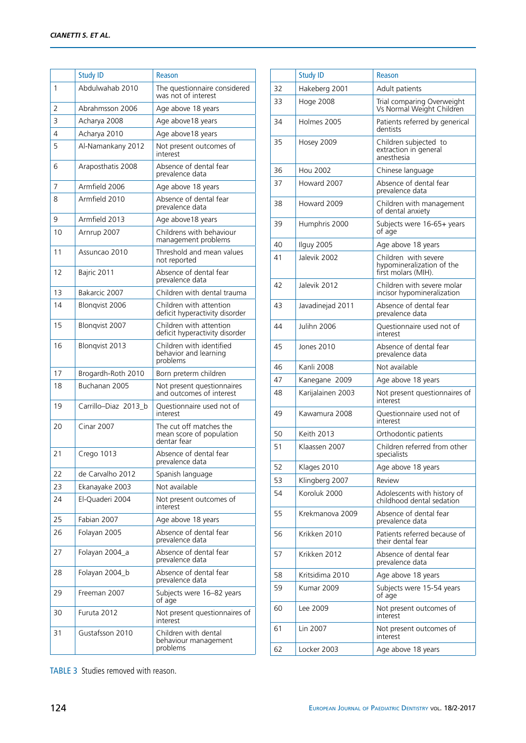| | Study ID | Reason |
|---|---|---|
| 1 | Abdulwahab 2010 | The questionnaire considered was not of interest |
| 2 | Abrahmsson 2006 | Age above 18 years |
| 3 | Acharya 2008 | Age above18 years |
| 4 | Acharya 2010 | Age above18 years |
| 5 | Al-Namankany 2012 | Not present outcomes of interest |
| 6 | Araposthatis 2008 | Absence of dental fear prevalence data |
| 7 | Armfield 2006 | Age above 18 years |
| 8 | Armfield 2010 | Absence of dental fear prevalence data |
| 9 | Armfield 2013 | Age above18 years |
| 10 | Arnrup 2007 | Childrens with behaviour management problems |
| 11 | Assuncao 2010 | Threshold and mean values not reported |
| 12 | Bajric 2011 | Absence of dental fear prevalence data |
| 13 | Bakarcic 2007 | Children with dental trauma |
| 14 | Blonqvist 2006 | Children with attention deficit hyperactivity disorder |
| 15 | Blonqvist 2007 | Children with attention deficit hyperactivity disorder |
| 16 | Blonqvist 2013 | Children with identified behavior and learning problems |
| 17 | Brogardh-Roth 2010 | Born preterm children |
| 18 | Buchanan 2005 | Not present questionnaires and outcomes of interest |
| 19 | Carrillo–Diaz 2013_b | Questionnaire used not of interest |
| 20 | Cinar 2007 | The cut off matches the mean score of population dentar fear |
| 21 | Crego 1013 | Absence of dental fear prevalence data |
| 22 | de Carvalho 2012 | Spanish language |
| 23 | Ekanayake 2003 | Not available |
| 24 | El-Quaderi 2004 | Not present outcomes of interest |
| 25 | Fabian 2007 | Age above 18 years |
| 26 | Folayan 2005 | Absence of dental fear prevalence data |
| 27 | Folayan 2004_a | Absence of dental fear prevalence data |
| 28 | Folayan 2004_b | Absence of dental fear prevalence data |
| 29 | Freeman 2007 | Subjects were 16–82 years of age |
| 30 | Furuta 2012 | Not present questionnaires of interest |
| 31 | Gustafsson 2010 | Children with dental behaviour management problems |
| 32 | Hakeberg 2001 | Adult patients |
| 33 | Hoge 2008 | Trial comparing Overweight Vs Normal Weight Children |
| 34 | Holmes 2005 | Patients referred by generical dentists |
| 35 | Hosey 2009 | Children subjected to extraction in general anesthesia |
| 36 | Hou 2002 | Chinese language |
| 37 | Howard 2007 | Absence of dental fear prevalence data |
| 38 | Howard 2009 | Children with management of dental anxiety |
| 39 | Humphris 2000 | Subjects were 16-65+ years of age |
| 40 | Ilguy 2005 | Age above 18 years |
| 41 | Jalevik 2002 | Children with severe hypomineralization of the first molars (MIH). |
| 42 | Jalevik 2012 | Children with severe molar incisor hypomineralization |
| 43 | Javadinejad 2011 | Absence of dental fear prevalence data |
| 44 | Julihn 2006 | Questionnaire used not of interest |
| 45 | Jones 2010 | Absence of dental fear prevalence data |
| 46 | Kanli 2008 | Not available |
| 47 | Kanegane 2009 | Age above 18 years |
| 48 | Karijalainen 2003 | Not present questionnaires of interest |
| 49 | Kawamura 2008 | Questionnaire used not of interest |
| 50 | Keith 2013 | Orthodontic patients |
| 51 | Klaassen 2007 | Children referred from other specialists |
| 52 | Klages 2010 | Age above 18 years |
| 53 | Klingberg 2007 | Review |
| 54 | Koroluk 2000 | Adolescents with history of childhood dental sedation |
| 55 | Krekmanova 2009 | Absence of dental fear prevalence data |
| 56 | Krikken 2010 | Patients referred because of their dental fear |
| 57 | Krikken 2012 | Absence of dental fear prevalence data |
| 58 | Kritsidima 2010 | Age above 18 years |
| 59 | Kumar 2009 | Subjects were 15-54 years of age |
| 60 | Lee 2009 | Not present outcomes of interest |
| 61 | Lin 2007 | Not present outcomes of interest |
| 62 | Locker 2003 | Age above 18 years |

TABLE 3 Studies removed with reason.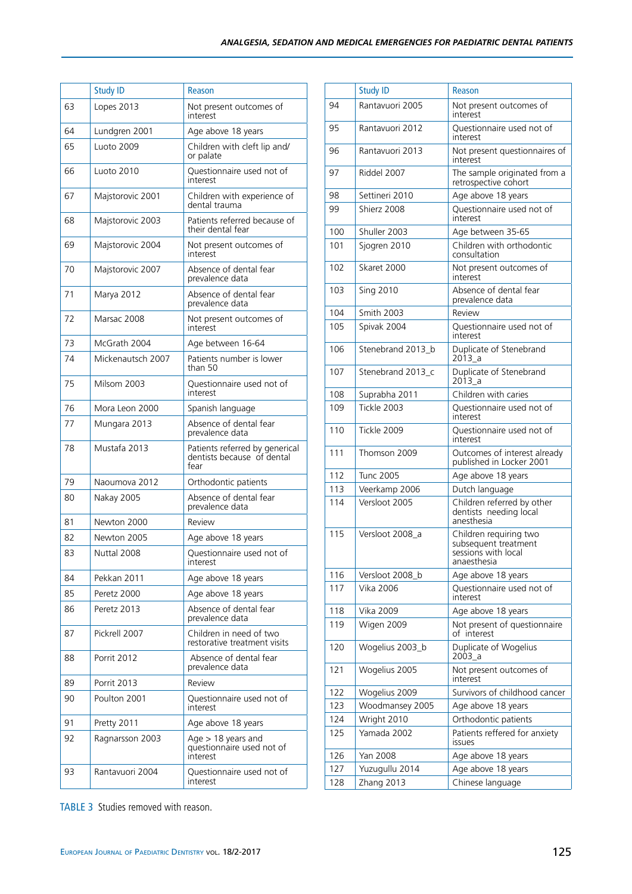| | Study ID | Reason |
|---|---|---|
| 63 | Lopes 2013 | Not present outcomes of interest |
| 64 | Lundgren 2001 | Age above 18 years |
| 65 | Luoto 2009 | Children with cleft lip and/ or palate |
| 66 | Luoto 2010 | Questionnaire used not of interest |
| 67 | Majstorovic 2001 | Children with experience of dental trauma |
| 68 | Majstorovic 2003 | Patients referred because of their dental fear |
| 69 | Majstorovic 2004 | Not present outcomes of interest |
| 70 | Majstorovic 2007 | Absence of dental fear prevalence data |
| 71 | Marya 2012 | Absence of dental fear prevalence data |
| 72 | Marsac 2008 | Not present outcomes of interest |
| 73 | McGrath 2004 | Age between 16-64 |
| 74 | Mickenautsch 2007 | Patients number is lower than 50 |
| 75 | Milsom 2003 | Questionnaire used not of interest |
| 76 | Mora Leon 2000 | Spanish language |
| 77 | Mungara 2013 | Absence of dental fear prevalence data |
| 78 | Mustafa 2013 | Patients referred by generical dentists because of dental fear |
| 79 | Naoumova 2012 | Orthodontic patients |
| 80 | Nakay 2005 | Absence of dental fear prevalence data |
| 81 | Newton 2000 | Review |
| 82 | Newton 2005 | Age above 18 years |
| 83 | Nuttal 2008 | Questionnaire used not of interest |
| 84 | Pekkan 2011 | Age above 18 years |
| 85 | Peretz 2000 | Age above 18 years |
| 86 | Peretz 2013 | Absence of dental fear prevalence data |
| 87 | Pickrell 2007 | Children in need of two restorative treatment visits |
| 88 | Porrit 2012 | Absence of dental fear prevalence data |
| 89 | Porrit 2013 | Review |
| 90 | Poulton 2001 | Questionnaire used not of interest |
| 91 | Pretty 2011 | Age above 18 years |
| 92 | Ragnarsson 2003 | Age > 18 years and questionnaire used not of interest |
| 93 | Rantavuori 2004 | Questionnaire used not of interest |
| 94 | Rantavuori 2005 | Not present outcomes of interest |
| 95 | Rantavuori 2012 | Questionnaire used not of interest |
| 96 | Rantavuori 2013 | Not present questionnaires of interest |
| 97 | Riddel 2007 | The sample originated from a retrospective cohort |
| 98 | Settineri 2010 | Age above 18 years |
| 99 | Shierz 2008 | Questionnaire used not of interest |
| 100 | Shuller 2003 | Age between 35-65 |
| 101 | Sjogren 2010 | Children with orthodontic consultation |
| 102 | Skaret 2000 | Not present outcomes of interest |
| 103 | Sing 2010 | Absence of dental fear prevalence data |
| 104 | Smith 2003 | Review |
| 105 | Spivak 2004 | Questionnaire used not of interest |
| 106 | Stenebrand 2013_b | Duplicate of Stenebrand 2013_a |
| 107 | Stenebrand 2013_c | Duplicate of Stenebrand 2013_a |
| 108 | Suprabha 2011 | Children with caries |
| 109 | Tickle 2003 | Questionnaire used not of interest |
| 110 | Tickle 2009 | Questionnaire used not of interest |
| 111 | Thomson 2009 | Outcomes of interest already published in Locker 2001 |
| 112 | Tunc 2005 | Age above 18 years |
| 113 | Veerkamp 2006 | Dutch language |
| 114 | Versloot 2005 | Children referred by other dentists needing local anesthesia |
| 115 | Versloot 2008_a | Children requiring two subsequent treatment sessions with local anaesthesia |
| 116 | Versloot 2008_b | Age above 18 years |
| 117 | Vika 2006 | Questionnaire used not of interest |
| 118 | Vika 2009 | Age above 18 years |
| 119 | Wigen 2009 | Not present of questionnaire of interest |
| 120 | Wogelius 2003_b | Duplicate of Wogelius 2003_a |
| 121 | Wogelius 2005 | Not present outcomes of interest |
| 122 | Wogelius 2009 | Survivors of childhood cancer |
| 123 | Woodmansey 2005 | Age above 18 years |
| 124 | Wright 2010 | Orthodontic patients |
| 125 | Yamada 2002 | Patients reffered for anxiety issues |
| 126 | Yan 2008 | Age above 18 years |
| 127 | Yuzugullu 2014 | Age above 18 years |
| 128 | Zhang 2013 | Chinese language |

TABLE 3 Studies removed with reason.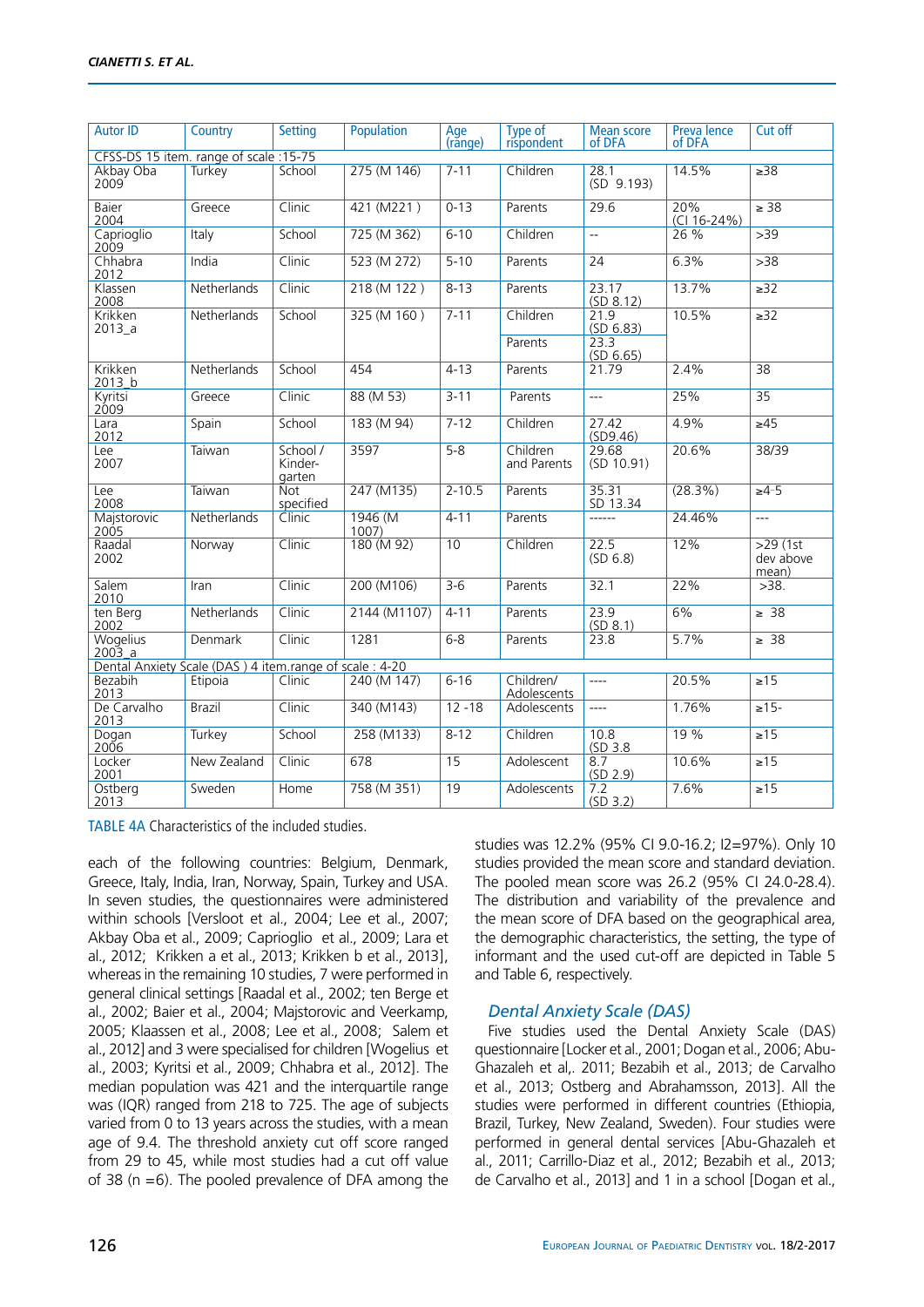| Autor ID | Country | Setting | Population | Age (range) | Type of rispondent | Mean score of DFA | Preva lence of DFA | Cut off |
|---|---|---|---|---|---|---|---|---|
| CFSS-DS 15 item. range of scale :15-75 | | | | | | | | |
| Akbay Oba 2009 | Turkey | School | 275 (M 146) | 7-11 | Children | 28.1 (SD 9.193) | 14.5% | ≥38 |
| Baier 2004 | Greece | Clinic | 421 (M221 ) | 0-13 | Parents | 29.6 | 20% (CI 16-24%) | ≥ 38 |
| Caprioglio 2009 | Italy | School | 725 (M 362) | 6-10 | Children | -- | 26 % | >39 |
| Chhabra 2012 | India | Clinic | 523 (M 272) | 5-10 | Parents | 24 | 6.3% | >38 |
| Klassen 2008 | Netherlands | Clinic | 218 (M 122 ) | 8-13 | Parents | 23.17 (SD 8.12) | 13.7% | ≥32 |
| Krikken 2013_a | Netherlands | School | 325 (M 160 ) | 7-11 | Children | 21.9 (SD 6.83) | 10.5% | ≥32 |
| | | | | | Parents | 23.3 (SD 6.65) | | |
| Krikken 2013_b | Netherlands | School | 454 | 4-13 | Parents | 21.79 | 2.4% | 38 |
| Kyritsi 2009 | Greece | Clinic | 88 (M 53) | 3-11 | Parents | --- | 25% | 35 |
| Lara 2012 | Spain | School | 183 (M 94) | 7-12 | Children | 27.42 (SD9.46) | 4.9% | ≥45 |
| Lee 2007 | Taiwan | School / Kinder-garten | 3597 | 5-8 | Children and Parents | 29.68 (SD 10.91) | 20.6% | 38/39 |
| Lee 2008 | Taiwan | Not specified | 247 (M135) | 2-10.5 | Parents | 35.31 SD 13.34 | (28.3%) | ≥4-5 |
| Majstorovic 2005 | Netherlands | Clinic | 1946 (M 1007) | 4-11 | Parents | ------ | 24.46% | --- |
| Raadal 2002 | Norway | Clinic | 180 (M 92) | 10 | Children | 22.5 (SD 6.8) | 12% | >29 (1st dev above mean) |
| Salem 2010 | Iran | Clinic | 200 (M106) | 3-6 | Parents | 32.1 | 22% | >38. |
| ten Berg 2002 | Netherlands | Clinic | 2144 (M1107) | 4-11 | Parents | 23.9 (SD 8.1) | 6% | ≥ 38 |
| Wogelius 2003_a | Denmark | Clinic | 1281 | 6-8 | Parents | 23.8 | 5.7% | ≥ 38 |
| Dental Anxiety Scale (DAS ) 4 item.range of scale : 4-20 | | | | | | | | |
| Bezabih 2013 | Etipoia | Clinic | 240 (M 147) | 6-16 | Children/ Adolescents | ---- | 20.5% | ≥15 |
| De Carvalho 2013 | Brazil | Clinic | 340 (M143) | 12 -18 | Adolescents | ---- | 1.76% | ≥15- |
| Dogan 2006 | Turkey | School | 258 (M133) | 8-12 | Children | 10.8 (SD 3.8 | 19 % | ≥15 |
| Locker 2001 | New Zealand | Clinic | 678 | 15 | Adolescent | 8.7 (SD 2.9) | 10.6% | ≥15 |
| Ostberg 2013 | Sweden | Home | 758 (M 351) | 19 | Adolescents | 7.2 (SD 3.2) | 7.6% | ≥15 |

TABLE 4A Characteristics of the included studies.

each of the following countries: Belgium, Denmark, Greece, Italy, India, Iran, Norway, Spain, Turkey and USA. In seven studies, the questionnaires were administered within schools [Versloot et al., 2004; Lee et al., 2007; Akbay Oba et al., 2009; Caprioglio et al., 2009; Lara et al., 2012; Krikken a et al., 2013; Krikken b et al., 2013], whereas in the remaining 10 studies, 7 were performed in general clinical settings [Raadal et al., 2002; ten Berge et al., 2002; Baier et al., 2004; Majstorovic and Veerkamp, 2005; Klaassen et al., 2008; Lee et al., 2008; Salem et al., 2012] and 3 were specialised for children [Wogelius et al., 2003; Kyritsi et al., 2009; Chhabra et al., 2012]. The median population was 421 and the interquartile range was (IQR) ranged from 218 to 725. The age of subjects varied from 0 to 13 years across the studies, with a mean age of 9.4. The threshold anxiety cut off score ranged from 29 to 45, while most studies had a cut off value of 38 (n =6). The pooled prevalence of DFA among the studies was 12.2% (95% CI 9.0-16.2; I2=97%). Only 10 studies provided the mean score and standard deviation. The pooled mean score was 26.2 (95% CI 24.0-28.4). The distribution and variability of the prevalence and the mean score of DFA based on the geographical area, the demographic characteristics, the setting, the type of informant and the used cut-off are depicted in Table 5 and Table 6, respectively.

### *Dental Anxiety Scale (DAS)*

Five studies used the Dental Anxiety Scale (DAS) questionnaire [Locker et al., 2001; Dogan et al., 2006; Abu-Ghazaleh et al,. 2011; Bezabih et al., 2013; de Carvalho et al., 2013; Ostberg and Abrahamsson, 2013]. All the studies were performed in different countries (Ethiopia, Brazil, Turkey, New Zealand, Sweden). Four studies were performed in general dental services [Abu-Ghazaleh et al., 2011; Carrillo-Diaz et al., 2012; Bezabih et al., 2013; de Carvalho et al., 2013] and 1 in a school [Dogan et al.,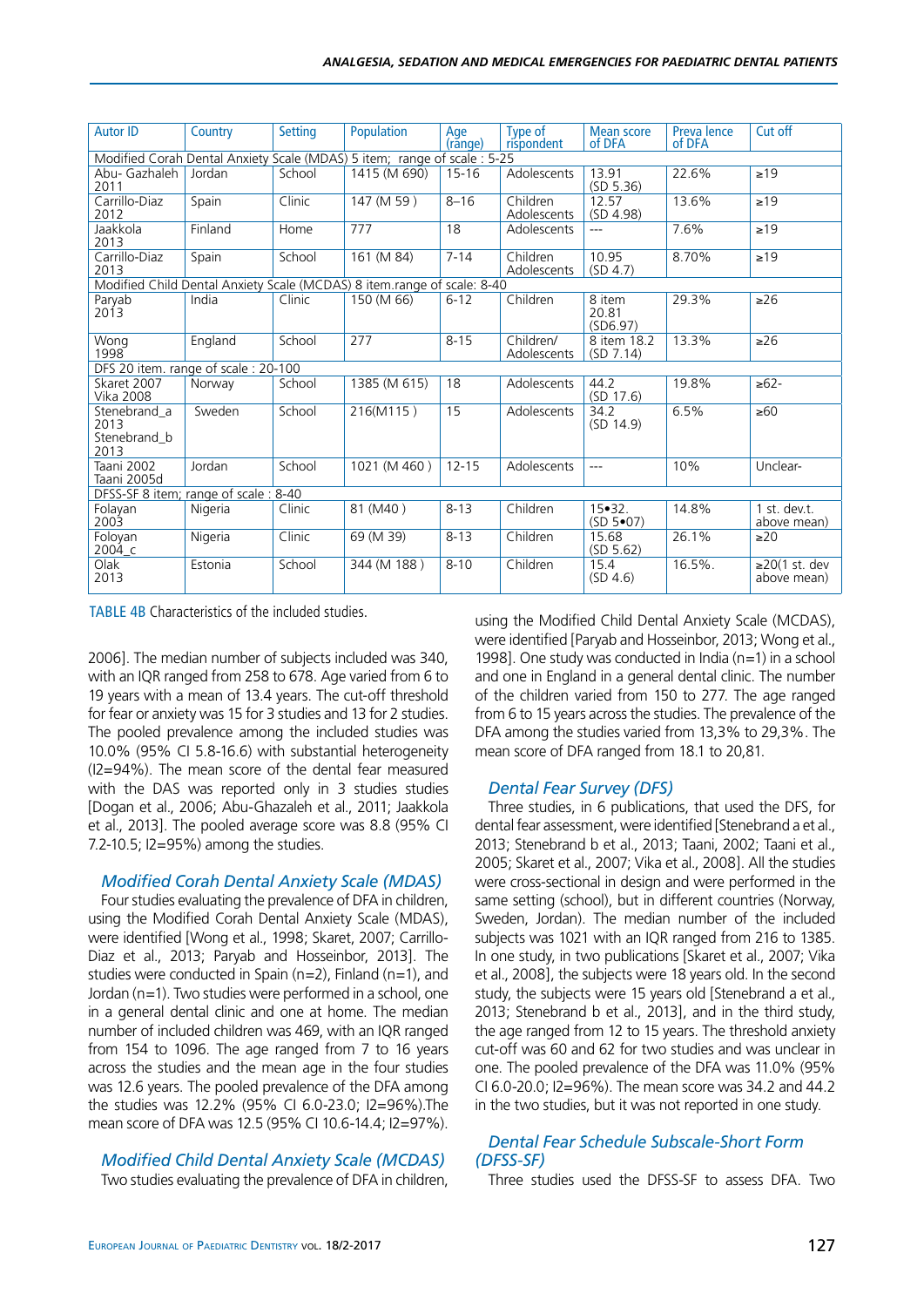| Autor ID | Country | Setting | Population | Age (range) | Type of rispondent | Mean score of DFA | Preva lence of DFA | Cut off |
|---|---|---|---|---|---|---|---|---|
| Modified Corah Dental Anxiety Scale (MDAS) 5 item; range of scale : 5-25 | | | | | | | | |
| Abu- Gazhaleh 2011 | Jordan | School | 1415 (M 690) | 15-16 | Adolescents | 13.91 (SD 5.36) | 22.6% | ≥19 |
| Carrillo-Diaz 2012 | Spain | Clinic | 147 (M 59 ) | 8–16 | Children Adolescents | 12.57 (SD 4.98) | 13.6% | ≥19 |
| Jaakkola 2013 | Finland | Home | 777 | 18 | Adolescents | --- | 7.6% | ≥19 |
| Carrillo-Diaz 2013 | Spain | School | 161 (M 84) | 7-14 | Children Adolescents | 10.95 (SD 4.7) | 8.70% | ≥19 |
| Modified Child Dental Anxiety Scale (MCDAS) 8 item.range of scale: 8-40 | | | | | | | | |
| Paryab 2013 | India | Clinic | 150 (M 66) | 6-12 | Children | 8 item 20.81 (SD6.97) | 29.3% | ≥26 |
| Wong 1998 | England | School | 277 | 8-15 | Children/ Adolescents | 8 item 18.2 (SD 7.14) | 13.3% | ≥26 |
| DFS 20 item. range of scale : 20-100 | | | | | | | | |
| Skaret 2007 Vika 2008 | Norway | School | 1385 (M 615) | 18 | Adolescents | 44.2 (SD 17.6) | 19.8% | ≥62- |
| Stenebrand_a 2013 Stenebrand_b 2013 | Sweden | School | 216(M115 ) | 15 | Adolescents | 34.2 (SD 14.9) | 6.5% | ≥60 |
| Taani 2002 Taani 2005d | Jordan | School | 1021 (M 460 ) | 12-15 | Adolescents | --- | 10% | Unclear- |
| DFSS-SF 8 item; range of scale : 8-40 | | | | | | | | |
| Folayan 2003 | Nigeria | Clinic | 81 (M40 ) | 8-13 | Children | 15•32. (SD 5•07) | 14.8% | 1 st. dev.t. above mean) |
| Foloyan 2004_c | Nigeria | Clinic | 69 (M 39) | 8-13 | Children | 15.68 (SD 5.62) | 26.1% | ≥20 |
| Olak 2013 | Estonia | School | 344 (M 188 ) | 8-10 | Children | 15.4 (SD 4.6) | 16.5%. | ≥20(1 st. dev above mean) |

TABLE 4B Characteristics of the included studies.

2006]. The median number of subjects included was 340, with an IQR ranged from 258 to 678. Age varied from 6 to 19 years with a mean of 13.4 years. The cut-off threshold for fear or anxiety was 15 for 3 studies and 13 for 2 studies. The pooled prevalence among the included studies was 10.0% (95% CI 5.8-16.6) with substantial heterogeneity (I2=94%). The mean score of the dental fear measured with the DAS was reported only in 3 studies studies [Dogan et al., 2006; Abu-Ghazaleh et al., 2011; Jaakkola et al., 2013]. The pooled average score was 8.8 (95% CI 7.2-10.5; I2=95%) among the studies.

### Modified Corah Dental Anxiety Scale (MDAS)

Four studies evaluating the prevalence of DFA in children, using the Modified Corah Dental Anxiety Scale (MDAS), were identified [Wong et al., 1998; Skaret, 2007; Carrillo-Diaz et al., 2013; Paryab and Hosseinbor, 2013]. The studies were conducted in Spain (n=2), Finland (n=1), and Jordan (n=1). Two studies were performed in a school, one in a general dental clinic and one at home. The median number of included children was 469, with an IQR ranged from 154 to 1096. The age ranged from 7 to 16 years across the studies and the mean age in the four studies was 12.6 years. The pooled prevalence of the DFA among the studies was 12.2% (95% CI 6.0-23.0; I2=96%).The mean score of DFA was 12.5 (95% CI 10.6-14.4; I2=97%).

### Modified Child Dental Anxiety Scale (MCDAS)

Two studies evaluating the prevalence of DFA in children, using the Modified Child Dental Anxiety Scale (MCDAS), were identified [Paryab and Hosseinbor, 2013; Wong et al., 1998]. One study was conducted in India (n=1) in a school and one in England in a general dental clinic. The number of the children varied from 150 to 277. The age ranged from 6 to 15 years across the studies. The prevalence of the DFA among the studies varied from 13,3% to 29,3%. The mean score of DFA ranged from 18.1 to 20,81.

### Dental Fear Survey (DFS)

Three studies, in 6 publications, that used the DFS, for dental fear assessment, were identified [Stenebrand a et al., 2013; Stenebrand b et al., 2013; Taani, 2002; Taani et al., 2005; Skaret et al., 2007; Vika et al., 2008]. All the studies were cross-sectional in design and were performed in the same setting (school), but in different countries (Norway, Sweden, Jordan). The median number of the included subjects was 1021 with an IQR ranged from 216 to 1385. In one study, in two publications [Skaret et al., 2007; Vika et al., 2008], the subjects were 18 years old. In the second study, the subjects were 15 years old [Stenebrand a et al., 2013; Stenebrand b et al., 2013], and in the third study, the age ranged from 12 to 15 years. The threshold anxiety cut-off was 60 and 62 for two studies and was unclear in one. The pooled prevalence of the DFA was 11.0% (95% CI 6.0-20.0; I2=96%). The mean score was 34.2 and 44.2 in the two studies, but it was not reported in one study.

### Dental Fear Schedule Subscale-Short Form (DFSS-SF)

Three studies used the DFSS-SF to assess DFA. Two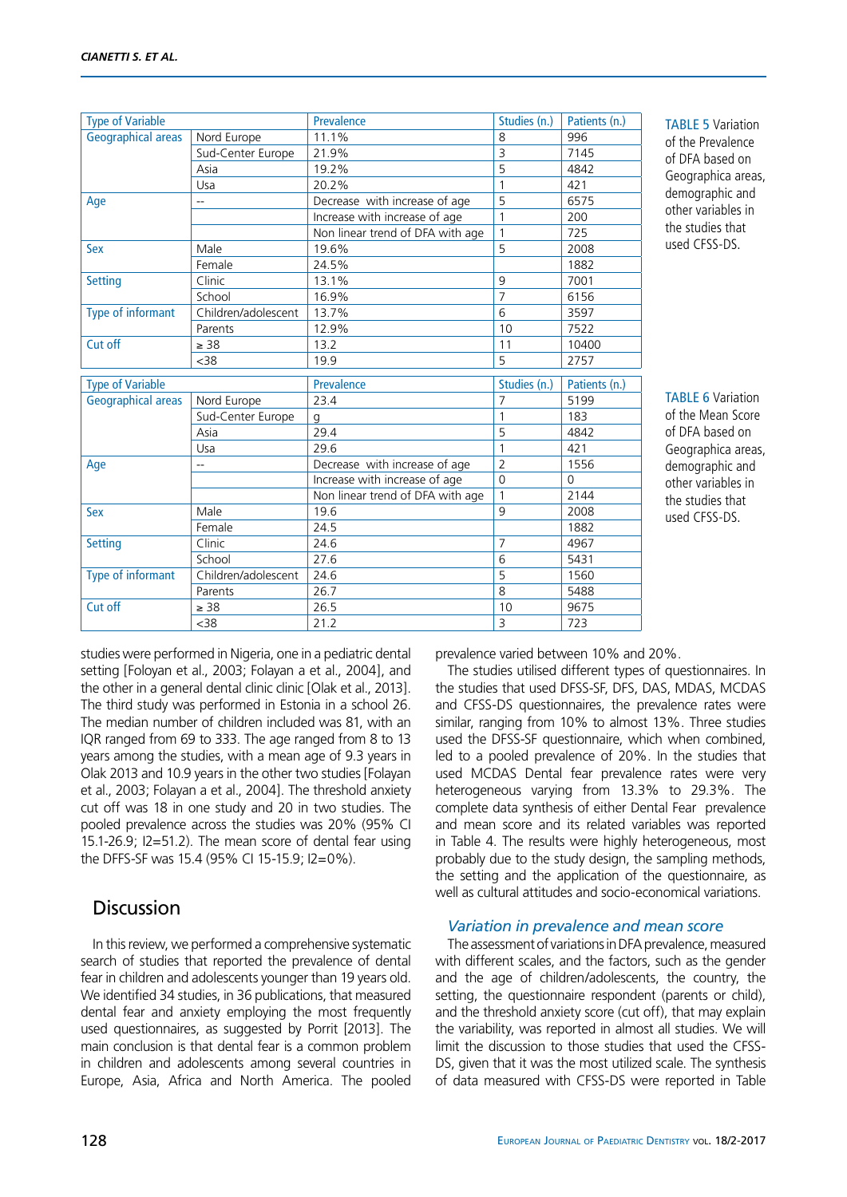| Type of Variable | | Prevalence | Studies (n.) | Patients (n.) |
|---|---|---|---|---|
| Geographical areas | Nord Europe | 11.1% | 8 | 996 |
| | Sud-Center Europe | 21.9% | 3 | 7145 |
| | Asia | 19.2% | 5 | 4842 |
| | Usa | 20.2% | 1 | 421 |
| Age | -- | Decrease with increase of age | 5 | 6575 |
| | | Increase with increase of age | 1 | 200 |
| | | Non linear trend of DFA with age | 1 | 725 |
| Sex | Male | 19.6% | 5 | 2008 |
| | Female | 24.5% | | 1882 |
| Setting | Clinic | 13.1% | 9 | 7001 |
| | School | 16.9% | 7 | 6156 |
| Type of informant | Children/adolescent | 13.7% | 6 | 3597 |
| | Parents | 12.9% | 10 | 7522 |
| Cut off | ≥ 38 | 13.2 | 11 | 10400 |
| | <38 | 19.9 | 5 | 2757 |

TABLE 5 Variation of the Prevalence of DFA based on Geographica areas, demographic and other variables in the studies that used CFSS-DS.

| Type of Variable | | Prevalence | Studies (n.) | Patients (n.) |
|---|---|---|---|---|
| Geographical areas | Nord Europe | 23.4 | 7 | 5199 |
| | Sud-Center Europe | g | 1 | 183 |
| | Asia | 29.4 | 5 | 4842 |
| | Usa | 29.6 | 1 | 421 |
| Age | -- | Decrease with increase of age | 2 | 1556 |
| | | Increase with increase of age | 0 | 0 |
| | | Non linear trend of DFA with age | 1 | 2144 |
| Sex | Male | 19.6 | 9 | 2008 |
| | Female | 24.5 | | 1882 |
| Setting | Clinic | 24.6 | 7 | 4967 |
| | School | 27.6 | 6 | 5431 |
| Type of informant | Children/adolescent | 24.6 | 5 | 1560 |
| | Parents | 26.7 | 8 | 5488 |
| Cut off | ≥ 38 | 26.5 | 10 | 9675 |
| | <38 | 21.2 | 3 | 723 |

TABLE 6 Variation of the Mean Score of DFA based on Geographica areas, demographic and other variables in the studies that used CFSS-DS.

studies were performed in Nigeria, one in a pediatric dental setting [Foloyan et al., 2003; Folayan a et al., 2004], and the other in a general dental clinic clinic [Olak et al., 2013]. The third study was performed in Estonia in a school 26. The median number of children included was 81, with an IQR ranged from 69 to 333. The age ranged from 8 to 13 years among the studies, with a mean age of 9.3 years in Olak 2013 and 10.9 years in the other two studies [Folayan et al., 2003; Folayan a et al., 2004]. The threshold anxiety cut off was 18 in one study and 20 in two studies. The pooled prevalence across the studies was 20% (95% CI 15.1-26.9; I2=51.2). The mean score of dental fear using the DFFS-SF was 15.4 (95% CI 15-15.9; I2=0%).

## Discussion

In this review, we performed a comprehensive systematic search of studies that reported the prevalence of dental fear in children and adolescents younger than 19 years old. We identified 34 studies, in 36 publications, that measured dental fear and anxiety employing the most frequently used questionnaires, as suggested by Porrit [2013]. The main conclusion is that dental fear is a common problem in children and adolescents among several countries in Europe, Asia, Africa and North America. The pooled prevalence varied between 10% and 20%.

The studies utilised different types of questionnaires. In the studies that used DFSS-SF, DFS, DAS, MDAS, MCDAS and CFSS-DS questionnaires, the prevalence rates were similar, ranging from 10% to almost 13%. Three studies used the DFSS-SF questionnaire, which when combined, led to a pooled prevalence of 20%. In the studies that used MCDAS Dental fear prevalence rates were very heterogeneous varying from 13.3% to 29.3%. The complete data synthesis of either Dental Fear prevalence and mean score and its related variables was reported in Table 4. The results were highly heterogeneous, most probably due to the study design, the sampling methods, the setting and the application of the questionnaire, as well as cultural attitudes and socio-economical variations.

### *Variation in prevalence and mean score*

The assessment of variations in DFA prevalence, measured with different scales, and the factors, such as the gender and the age of children/adolescents, the country, the setting, the questionnaire respondent (parents or child), and the threshold anxiety score (cut off), that may explain the variability, was reported in almost all studies. We will limit the discussion to those studies that used the CFSS-DS, given that it was the most utilized scale. The synthesis of data measured with CFSS-DS were reported in Table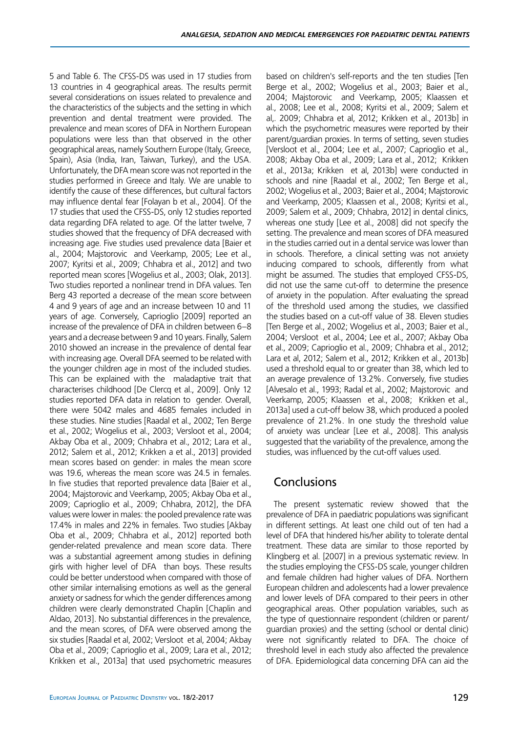5 and Table 6. The CFSS-DS was used in 17 studies from 13 countries in 4 geographical areas. The results permit several considerations on issues related to prevalence and the characteristics of the subjects and the setting in which prevention and dental treatment were provided. The prevalence and mean scores of DFA in Northern European populations were less than that observed in the other geographical areas, namely Southern Europe (Italy, Greece, Spain), Asia (India, Iran, Taiwan, Turkey), and the USA. Unfortunately, the DFA mean score was not reported in the studies performed in Greece and Italy. We are unable to identify the cause of these differences, but cultural factors may influence dental fear [Folayan b et al., 2004]. Of the 17 studies that used the CFSS-DS, only 12 studies reported data regarding DFA related to age. Of the latter twelve, 7 studies showed that the frequency of DFA decreased with increasing age. Five studies used prevalence data [Baier et al., 2004; Majstorovic and Veerkamp, 2005; Lee et al., 2007; Kyritsi et al., 2009; Chhabra et al., 2012] and two reported mean scores [Wogelius et al., 2003; Olak, 2013]. Two studies reported a nonlinear trend in DFA values. Ten Berg 43 reported a decrease of the mean score between 4 and 9 years of age and an increase between 10 and 11 years of age. Conversely, Caprioglio [2009] reported an increase of the prevalence of DFA in children between 6–8 years and a decrease between 9 and 10 years. Finally, Salem 2010 showed an increase in the prevalence of dental fear with increasing age. Overall DFA seemed to be related with the younger children age in most of the included studies. This can be explained with the maladaptive trait that characterises childhood [De Clercq et al., 2009]. Only 12 studies reported DFA data in relation to gender. Overall, there were 5042 males and 4685 females included in these studies. Nine studies [Raadal et al., 2002; Ten Berge et al., 2002; Wogelius et al., 2003; Versloot et al., 2004; Akbay Oba et al., 2009; Chhabra et al., 2012; Lara et al., 2012; Salem et al., 2012; Krikken a et al., 2013] provided mean scores based on gender: in males the mean score was 19.6, whereas the mean score was 24.5 in females. In five studies that reported prevalence data [Baier et al., 2004; Majstorovic and Veerkamp, 2005; Akbay Oba et al., 2009; Caprioglio et al., 2009; Chhabra, 2012], the DFA values were lower in males: the pooled prevalence rate was 17.4% in males and 22% in females. Two studies [Akbay Oba et al., 2009; Chhabra et al., 2012] reported both gender-related prevalence and mean score data. There was a substantial agreement among studies in defining girls with higher level of DFA than boys. These results could be better understood when compared with those of other similar internalising emotions as well as the general anxiety or sadness for which the gender differences among children were clearly demonstrated Chaplin [Chaplin and Aldao, 2013]. No substantial differences in the prevalence, and the mean scores, of DFA were observed among the six studies [Raadal et al, 2002; Versloot et al, 2004; Akbay Oba et al., 2009; Caprioglio et al., 2009; Lara et al., 2012; Krikken et al., 2013a] that used psychometric measures based on children's self-reports and the ten studies [Ten Berge et al., 2002; Wogelius et al., 2003; Baier et al., 2004; Majstorovic and Veerkamp, 2005; Klaassen et al., 2008; Lee et al., 2008; Kyritsi et al., 2009; Salem et al,. 2009; Chhabra et al, 2012; Krikken et al., 2013b] in which the psychometric measures were reported by their parent/guardian proxies. In terms of setting, seven studies [Versloot et al., 2004; Lee et al., 2007; Caprioglio et al., 2008; Akbay Oba et al., 2009; Lara et al., 2012; Krikken et al., 2013a; Krikken et al, 2013b] were conducted in schools and nine [Raadal et al., 2002; Ten Berge et al., 2002; Wogelius et al., 2003; Baier et al., 2004; Majstorovic and Veerkamp, 2005; Klaassen et al., 2008; Kyritsi et al., 2009; Salem et al., 2009; Chhabra, 2012] in dental clinics, whereas one study [Lee et al., 2008] did not specify the setting. The prevalence and mean scores of DFA measured in the studies carried out in a dental service was lower than in schools. Therefore, a clinical setting was not anxiety inducing compared to schools, differently from what might be assumed. The studies that employed CFSS-DS, did not use the same cut-off to determine the presence of anxiety in the population. After evaluating the spread of the threshold used among the studies, we classified the studies based on a cut-off value of 38. Eleven studies [Ten Berge et al., 2002; Wogelius et al., 2003; Baier et al., 2004; Versloot et al., 2004; Lee et al., 2007; Akbay Oba et al., 2009; Caprioglio et al., 2009; Chhabra et al., 2012; Lara et al, 2012; Salem et al., 2012; Krikken et al., 2013b] used a threshold equal to or greater than 38, which led to an average prevalence of 13.2%. Conversely, five studies [Alvesalo et al., 1993; Radal et al., 2002; Majstorovic and Veerkamp, 2005; Klaassen et al., 2008; Krikken et al., 2013a] used a cut-off below 38, which produced a pooled prevalence of 21.2%. In one study the threshold value of anxiety was unclear [Lee et al., 2008]. This analysis suggested that the variability of the prevalence, among the studies, was influenced by the cut-off values used.

## Conclusions

The present systematic review showed that the prevalence of DFA in paediatric populations was significant in different settings. At least one child out of ten had a level of DFA that hindered his/her ability to tolerate dental treatment. These data are similar to those reported by Klingberg et al. [2007] in a previous systematic review. In the studies employing the CFSS-DS scale, younger children and female children had higher values of DFA. Northern European children and adolescents had a lower prevalence and lower levels of DFA compared to their peers in other geographical areas. Other population variables, such as the type of questionnaire respondent (children or parent/guardian proxies) and the setting (school or dental clinic) were not significantly related to DFA. The choice of threshold level in each study also affected the prevalence of DFA. Epidemiological data concerning DFA can aid the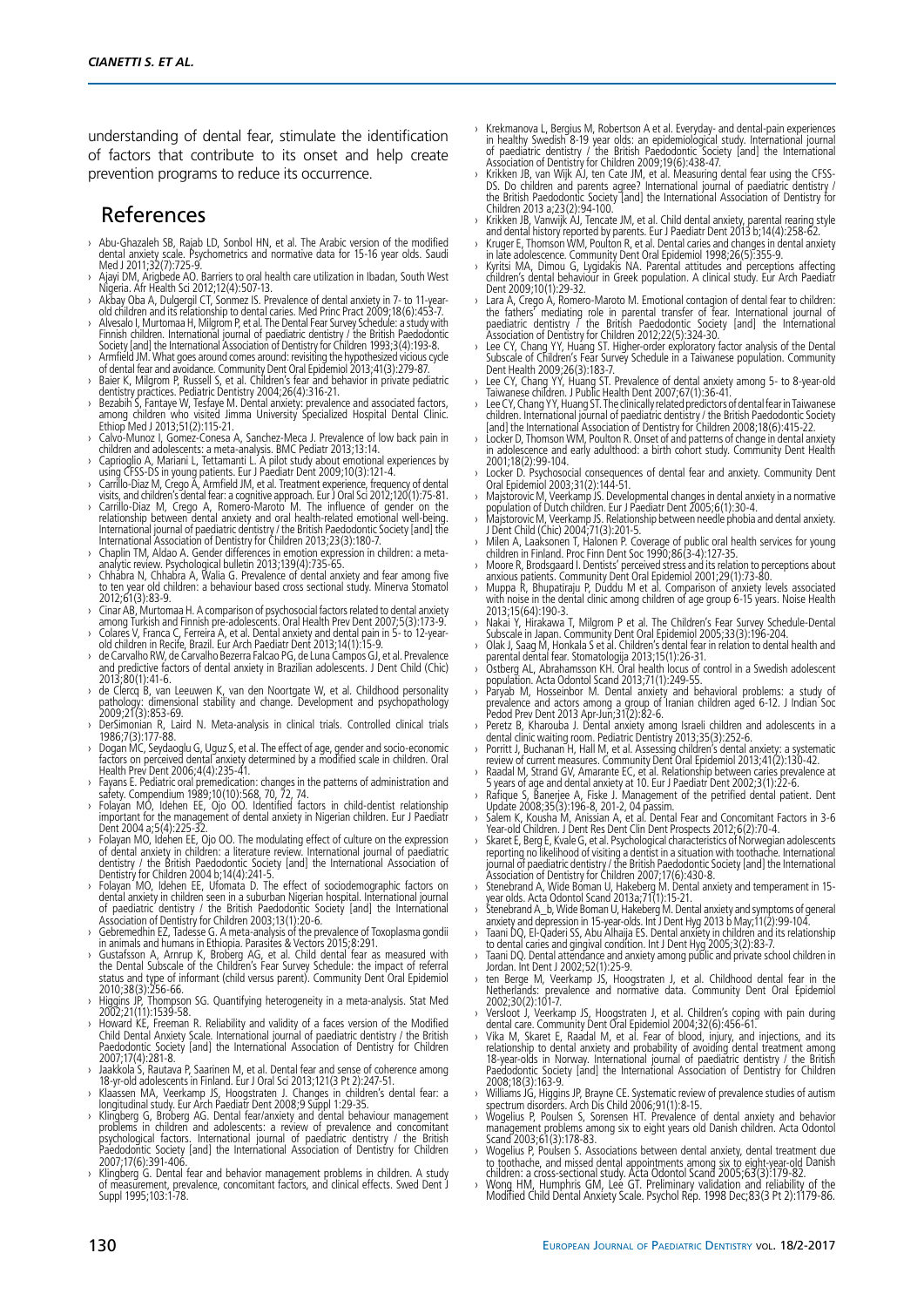understanding of dental fear, stimulate the identification of factors that contribute to its onset and help create prevention programs to reduce its occurrence.

## References

- Abu-Ghazaleh SB, Rajab LD, Sonbol HN, et al. The Arabic version of the modified dental anxiety scale. Psychometrics and normative data for 15-16 year olds. Saudi Med J 2011;32(7):725-9.
- Ajayi DM, Arigbede AO. Barriers to oral health care utilization in Ibadan, South West Nigeria. Afr Health Sci 2012;12(4):507-13.
- Akbay Oba A, Dulgergil CT, Sonmez IS. Prevalence of dental anxiety in 7- to 11-year-old children and its relationship to dental caries. Med Princ Pract 2009;18(6):453-7.
- Alvesalo I, Murtomaa H, Milgrom P, et al. The Dental Fear Survey Schedule: a study with Finnish children. International journal of paediatric dentistry / the British Paedodontic Society [and] the International Association of Dentistry for Children 1993;3(4):193-8.
- Armfield JM. What goes around comes around: revisiting the hypothesized vicious cycle of dental fear and avoidance. Community Dent Oral Epidemiol 2013;41(3):279-87.
- Baier K, Milgrom P, Russell S, et al. Children's fear and behavior in private pediatric dentistry practices. Pediatric Dentistry 2004;26(4):316-21.
- Bezabih S, Fantaye W, Tesfaye M. Dental anxiety: prevalence and associated factors, among children who visited Jimma University Specialized Hospital Dental Clinic. Ethiop Med J 2013;51(2):115-21.
- Calvo-Munoz I, Gomez-Conesa A, Sanchez-Meca J. Prevalence of low back pain in children and adolescents: a meta-analysis. BMC Pediatr 2013;13:14.
- Caprioglio A, Mariani L, Tettamanti L. A pilot study about emotional experiences by using CFSS-DS in young patients. Eur J Paediatr Dent 2009;10(3):121-4.
- Carrillo-Diaz M, Crego A, Armfield JM, et al. Treatment experience, frequency of dental visits, and children's dental fear: a cognitive approach. Eur J Oral Sci 2012;120(1):75-81.
- Carrillo-Diaz M, Crego A, Romero-Maroto M. The influence of gender on the relationship between dental anxiety and oral health-related emotional well-being. International journal of paediatric dentistry / the British Paedodontic Society [and] the International Association of Dentistry for Children 2013;23(3):180-7.
- Chaplin TM, Aldao A. Gender differences in emotion expression in children: a meta-analytic review. Psychological bulletin 2013;139(4):735-65.
- Chhabra N, Chhabra A, Walia G. Prevalence of dental anxiety and fear among five to ten year old children: a behaviour based cross sectional study. Minerva Stomatol 2012;61(3):83-9.
- Cinar AB, Murtomaa H. A comparison of psychosocial factors related to dental anxiety among Turkish and Finnish pre-adolescents. Oral Health Prev Dent 2007;5(3):173-9.
- Colares V, Franca C, Ferreira A, et al. Dental anxiety and dental pain in 5- to 12-year-old children in Recife, Brazil. Eur Arch Paediatr Dent 2013;14(1):15-9.
- de Carvalho RW, de Carvalho Bezerra Falcao PG, de Luna Campos GJ, et al. Prevalence and predictive factors of dental anxiety in Brazilian adolescents. J Dent Child (Chic) 2013;80(1):41-6.
- de Clercq B, van Leeuwen K, van den Noortgate W, et al. Childhood personality pathology: dimensional stability and change. Development and psychopathology 2009;21(3):853-69.
- DerSimonian R, Laird N. Meta-analysis in clinical trials. Controlled clinical trials 1986;7(3):177-88.
- Dogan MC, Seydaoglu G, Uguz S, et al. The effect of age, gender and socio-economic factors on perceived dental anxiety determined by a modified scale in children. Oral Health Prev Dent 2006;4(4):235-41.
- Fayans E. Pediatric oral premedication: changes in the patterns of administration and safety. Compendium 1989;10(10):568, 70, 72, 74.
- Folayan MO, Idehen EE, Ojo OO. Identified factors in child-dentist relationship important for the management of dental anxiety in Nigerian children. Eur J Paediatr Dent 2004 a;5(4):225-32.
- Folayan MO, Idehen EE, Ojo OO. The modulating effect of culture on the expression of dental anxiety in children: a literature review. International journal of paediatric dentistry / the British Paedodontic Society [and] the International Association of Dentistry for Children 2004 b;14(4):241-5.
- Folayan MO, Idehen EE, Ufomata D. The effect of sociodemographic factors on dental anxiety in children seen in a suburban Nigerian hospital. International journal of paediatric dentistry / the British Paedodontic Society [and] the International Association of Dentistry for Children 2003;13(1):20-6.
- Gebremedhin EZ, Tadesse G. A meta-analysis of the prevalence of Toxoplasma gondii in animals and humans in Ethiopia. Parasites & Vectors 2015;8:291.
- Gustafsson A, Arnrup K, Broberg AG, et al. Child dental fear as measured with the Dental Subscale of the Children's Fear Survey Schedule: the impact of referral status and type of informant (child versus parent). Community Dent Oral Epidemiol 2010;38(3):256-66.
- Higgins JP, Thompson SG. Quantifying heterogeneity in a meta-analysis. Stat Med 2002;21(11):1539-58.
- Howard KE, Freeman R. Reliability and validity of a faces version of the Modified Child Dental Anxiety Scale. International journal of paediatric dentistry / the British Paedodontic Society [and] the International Association of Dentistry for Children 2007;17(4):281-8.
- Jaakkola S, Rautava P, Saarinen M, et al. Dental fear and sense of coherence among 18-yr-old adolescents in Finland. Eur J Oral Sci 2013;121(3 Pt 2):247-51.
- Klaassen MA, Veerkamp JS, Hoogstraten J. Changes in children's dental fear: a longitudinal study. Eur Arch Paediatr Dent 2008;9 Suppl 1:29-35.
- Klingberg G, Broberg AG. Dental fear/anxiety and dental behaviour management problems in children and adolescents: a review of prevalence and concomitant psychological factors. International journal of paediatric dentistry / the British Paedodontic Society [and] the International Association of Dentistry for Children 2007;17(6):391-406.
- Klingberg G. Dental fear and behavior management problems in children. A study of measurement, prevalence, concomitant factors, and clinical effects. Swed Dent J Suppl 1995;103:1-78.
- Krekmanova L, Bergius M, Robertson A et al. Everyday- and dental-pain experiences in healthy Swedish 8-19 year olds: an epidemiological study. International journal of paediatric dentistry / the British Paedodontic Society [and] the International Association of Dentistry for Children 2009;19(6):438-47.
- Krikken JB, van Wijk AJ, ten Cate JM, et al. Measuring dental fear using the CFSS-DS. Do children and parents agree? International journal of paediatric dentistry / the British Paedodontic Society [and] the International Association of Dentistry for Children 2013 a;23(2):94-100.
- Krikken JB, Vanwijk AJ, Tencate JM, et al. Child dental anxiety, parental rearing style and dental history reported by parents. Eur J Paediatr Dent 2013 b;14(4):258-62.
- Kruger E, Thomson WM, Poulton R, et al. Dental caries and changes in dental anxiety in late adolescence. Community Dent Oral Epidemiol 1998;26(5):355-9.
- Kyritsi MA, Dimou G, Lygidakis NA. Parental attitudes and perceptions affecting children's dental behaviour in Greek population. A clinical study. Eur Arch Paediatr Dent 2009;10(1):29-32.
- Lara A, Crego A, Romero-Maroto M. Emotional contagion of dental fear to children: the fathers' mediating role in parental transfer of fear. International journal of paediatric dentistry / the British Paedodontic Society [and] the International Association of Dentistry for Children 2012;22(5):324-30.
- Lee CY, Chang YY, Huang ST. Higher-order exploratory factor analysis of the Dental Subscale of Children's Fear Survey Schedule in a Taiwanese population. Community Dent Health 2009;26(3):183-7.
- Lee CY, Chang YY, Huang ST. Prevalence of dental anxiety among 5- to 8-year-old Taiwanese children. J Public Health Dent 2007;67(1):36-41.
- Lee CY, Chang YY, Huang ST. The clinically related predictors of dental fear in Taiwanese children. International journal of paediatric dentistry / the British Paedodontic Society [and] the International Association of Dentistry for Children 2008;18(6):415-22.
- Locker D, Thomson WM, Poulton R. Onset of and patterns of change in dental anxiety in adolescence and early adulthood: a birth cohort study. Community Dent Health 2001;18(2):99-104.
- Locker D. Psychosocial consequences of dental fear and anxiety. Community Dent Oral Epidemiol 2003;31(2):144-51.
- Majstorovic M, Veerkamp JS. Developmental changes in dental anxiety in a normative population of Dutch children. Eur J Paediatr Dent 2005;6(1):30-4.
- Majstorovic M, Veerkamp JS. Relationship between needle phobia and dental anxiety. J Dent Child (Chic) 2004;71(3):201-5.
- Milen A, Laaksonen T, Halonen P. Coverage of public oral health services for young children in Finland. Proc Finn Dent Soc 1990;86(3-4):127-35.
- Moore R, Brodsgaard I. Dentists' perceived stress and its relation to perceptions about anxious patients. Community Dent Oral Epidemiol 2001;29(1):73-80.
- Muppa R, Bhupatiraju P, Duddu M et al. Comparison of anxiety levels associated with noise in the dental clinic among children of age group 6-15 years. Noise Health 2013;15(64):190-3.
- Nakai Y, Hirakawa T, Milgrom P et al. The Children's Fear Survey Schedule-Dental Subscale in Japan. Community Dent Oral Epidemiol 2005;33(3):196-204.
- Olak J, Saag M, Honkala S et al. Children's dental fear in relation to dental health and parental dental fear. Stomatologija 2013;15(1):26-31.
- Ostberg AL, Abrahamsson KH. Oral health locus of control in a Swedish adolescent population. Acta Odontol Scand 2013;71(1):249-55.
- Paryab M, Hosseinbor M. Dental anxiety and behavioral problems: a study of prevalence and actors among a group of Iranian children aged 6-12. J Indian Soc Pedod Prev Dent 2013 Apr-Jun;31(2):82-6.
- Peretz B, Kharouba J. Dental anxiety among Israeli children and adolescents in a dental clinic waiting room. Pediatric Dentistry 2013;35(3):252-6.
- Porritt J, Buchanan H, Hall M, et al. Assessing children's dental anxiety: a systematic review of current measures. Community Dent Oral Epidemiol 2013;41(2):130-42.
- Raadal M, Strand GV, Amarante EC, et al. Relationship between caries prevalence at 5 years of age and dental anxiety at 10. Eur J Paediatr Dent 2002;3(1):22-6.
- Rafique S, Banerjee A, Fiske J. Management of the petrified dental patient. Dent Update 2008;35(3):196-8, 201-2, 04 passim.
- Salem K, Kousha M, Anissian A, et al. Dental Fear and Concomitant Factors in 3-6 Year-old Children. J Dent Res Dent Clin Dent Prospects 2012;6(2):70-4.
- Skaret E, Berg E, Kvale G, et al. Psychological characteristics of Norwegian adolescents reporting no likelihood of visiting a dentist in a situation with toothache. International journal of paediatric dentistry / the British Paedodontic Society [and] the International Association of Dentistry for Children 2007;17(6):430-8.
- Stenebrand A, Wide Boman U, Hakeberg M. Dental anxiety and temperament in 15-year olds. Acta Odontol Scand 2013a;71(1):15-21.
- Stenebrand A_b, Wide Boman U, Hakeberg M. Dental anxiety and symptoms of general anxiety and depression in 15-year-olds. Int J Dent Hyg 2013 b May;11(2):99-104.
- Taani DQ, El-Qaderi SS, Abu Alhaija ES. Dental anxiety in children and its relationship to dental caries and gingival condition. Int J Dent Hyg 2005;3(2):83-7.
- Taani DQ. Dental attendance and anxiety among public and private school children in Jordan. Int Dent J 2002;52(1):25-9.
- ten Berge M, Veerkamp JS, Hoogstraten J, et al. Childhood dental fear in the Netherlands: prevalence and normative data. Community Dent Oral Epidemiol 2002;30(2):101-7.
- Versloot J, Veerkamp JS, Hoogstraten J, et al. Children's coping with pain during dental care. Community Dent Oral Epidemiol 2004;32(6):456-61.
- Vika M, Skaret E, Raadal M, et al. Fear of blood, injury, and injections, and its relationship to dental anxiety and probability of avoiding dental treatment among 18-year-olds in Norway. International journal of paediatric dentistry / the British Paedodontic Society [and] the International Association of Dentistry for Children 2008;18(3):163-9.
- Williams JG, Higgins JP, Brayne CE. Systematic review of prevalence studies of autism spectrum disorders. Arch Dis Child 2006;91(1):8-15.
- Wogelius P, Poulsen S, Sorensen HT. Prevalence of dental anxiety and behavior management problems among six to eight years old Danish children. Acta Odontol Scand 2003;61(3):178-83.
- Wogelius P, Poulsen S. Associations between dental anxiety, dental treatment due to toothache, and missed dental appointments among six to eight-year-old Danish children: a cross-sectional study. Acta Odontol Scand 2005;63(3):179-82.
- Wong HM, Humphris GM, Lee GT. Preliminary validation and reliability of the Modified Child Dental Anxiety Scale. Psychol Rep. 1998 Dec;83(3 Pt 2):1179-86.